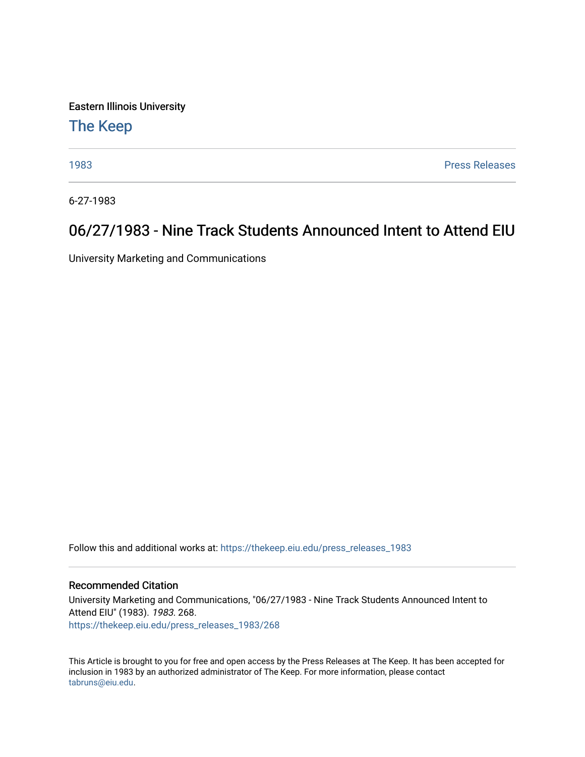Eastern Illinois University

# The Keep

1983 | Press Releases

6-27-1983

## 06/27/1983 - Nine Track Students Announced Intent to Attend EIU

University Marketing and Communications

Follow this and additional works at: https://thekeep.eiu.edu/press_releases_1983

### Recommended Citation

University Marketing and Communications, "06/27/1983 - Nine Track Students Announced Intent to Attend EIU" (1983). *1983*. 268.
https://thekeep.eiu.edu/press_releases_1983/268

This Article is brought to you for free and open access by the Press Releases at The Keep. It has been accepted for inclusion in 1983 by an authorized administrator of The Keep. For more information, please contact tabruns@eiu.edu.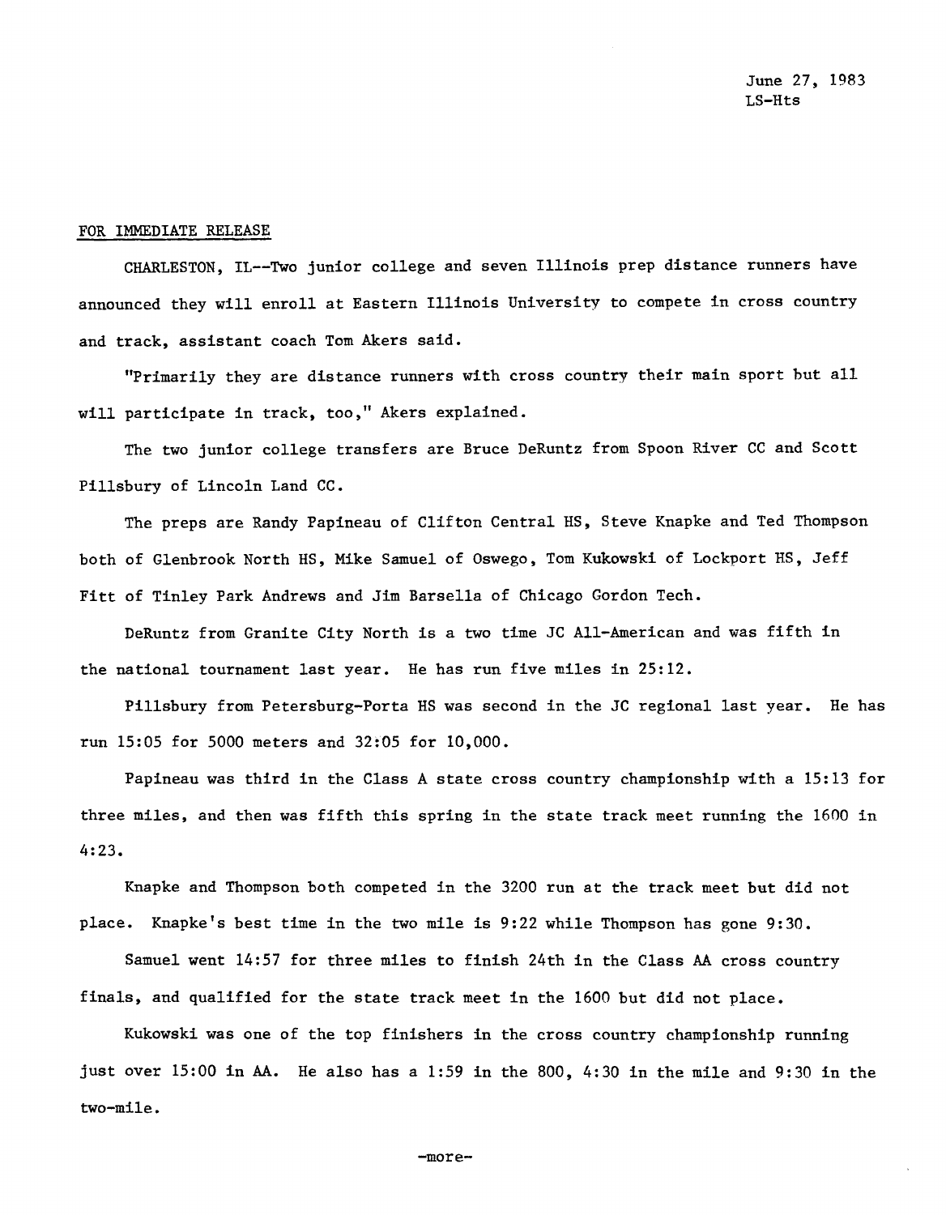June 27, 1983
LS-Hts

FOR IMMEDIATE RELEASE

CHARLESTON, IL--Two junior college and seven Illinois prep distance runners have announced they will enroll at Eastern Illinois University to compete in cross country and track, assistant coach Tom Akers said.

"Primarily they are distance runners with cross country their main sport but all will participate in track, too," Akers explained.

The two junior college transfers are Bruce DeRuntz from Spoon River CC and Scott Pillsbury of Lincoln Land CC.

The preps are Randy Papineau of Clifton Central HS, Steve Knapke and Ted Thompson both of Glenbrook North HS, Mike Samuel of Oswego, Tom Kukowski of Lockport HS, Jeff Fitt of Tinley Park Andrews and Jim Barsella of Chicago Gordon Tech.

DeRuntz from Granite City North is a two time JC All-American and was fifth in the national tournament last year. He has run five miles in 25:12.

Pillsbury from Petersburg-Porta HS was second in the JC regional last year. He has run 15:05 for 5000 meters and 32:05 for 10,000.

Papineau was third in the Class A state cross country championship with a 15:13 for three miles, and then was fifth this spring in the state track meet running the 1600 in 4:23.

Knapke and Thompson both competed in the 3200 run at the track meet but did not place. Knapke's best time in the two mile is 9:22 while Thompson has gone 9:30.

Samuel went 14:57 for three miles to finish 24th in the Class AA cross country finals, and qualified for the state track meet in the 1600 but did not place.

Kukowski was one of the top finishers in the cross country championship running just over 15:00 in AA. He also has a 1:59 in the 800, 4:30 in the mile and 9:30 in the two-mile.

-more-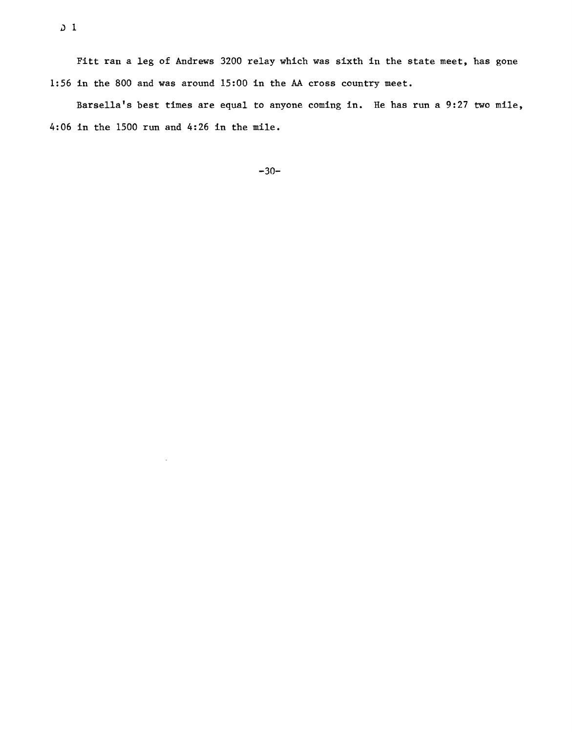D 1

Fitt ran a leg of Andrews 3200 relay which was sixth in the state meet, has gone 1:56 in the 800 and was around 15:00 in the AA cross country meet.

Barsella's best times are equal to anyone coming in. He has run a 9:27 two mile, 4:06 in the 1500 run and 4:26 in the mile.

-30-